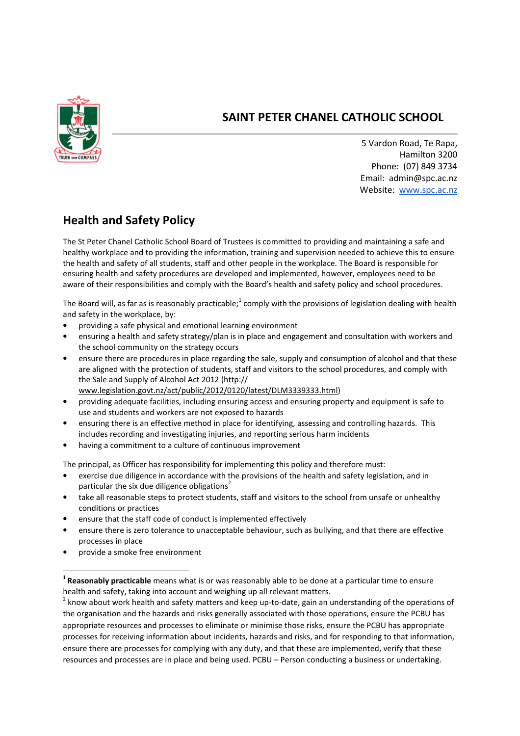# SAINT PETER CHANEL CATHOLIC SCHOOL

5 Vardon Road, Te Rapa,
Hamilton 3200
Phone: (07) 849 3734
Email: admin@spc.ac.nz
Website: [www.spc.ac.nz](http://www.spc.ac.nz)

## Health and Safety Policy

The St Peter Chanel Catholic School Board of Trustees is committed to providing and maintaining a safe and healthy workplace and to providing the information, training and supervision needed to achieve this to ensure the health and safety of all students, staff and other people in the workplace. The Board is responsible for ensuring health and safety procedures are developed and implemented, however, employees need to be aware of their responsibilities and comply with the Board's health and safety policy and school procedures.

The Board will, as far as is reasonably practicable;[1] comply with the provisions of legislation dealing with health and safety in the workplace, by:

- providing a safe physical and emotional learning environment
- ensuring a health and safety strategy/plan is in place and engagement and consultation with workers and the school community on the strategy occurs
- ensure there are procedures in place regarding the sale, supply and consumption of alcohol and that these are aligned with the protection of students, staff and visitors to the school procedures, and comply with the Sale and Supply of Alcohol Act 2012 (http://www.legislation.govt.nz/act/public/2012/0120/latest/DLM3339333.html)
- providing adequate facilities, including ensuring access and ensuring property and equipment is safe to use and students and workers are not exposed to hazards
- ensuring there is an effective method in place for identifying, assessing and controlling hazards. This includes recording and investigating injuries, and reporting serious harm incidents
- having a commitment to a culture of continuous improvement

The principal, as Officer has responsibility for implementing this policy and therefore must:

- exercise due diligence in accordance with the provisions of the health and safety legislation, and in particular the six due diligence obligations[2]
- take all reasonable steps to protect students, staff and visitors to the school from unsafe or unhealthy conditions or practices
- ensure that the staff code of conduct is implemented effectively
- ensure there is zero tolerance to unacceptable behaviour, such as bullying, and that there are effective processes in place
- provide a smoke free environment

---

[1] **Reasonably practicable** means what is or was reasonably able to be done at a particular time to ensure health and safety, taking into account and weighing up all relevant matters.

[2] know about work health and safety matters and keep up-to-date, gain an understanding of the operations of the organisation and the hazards and risks generally associated with those operations, ensure the PCBU has appropriate resources and processes to eliminate or minimise those risks, ensure the PCBU has appropriate processes for receiving information about incidents, hazards and risks, and for responding to that information, ensure there are processes for complying with any duty, and that these are implemented, verify that these resources and processes are in place and being used. PCBU – Person conducting a business or undertaking.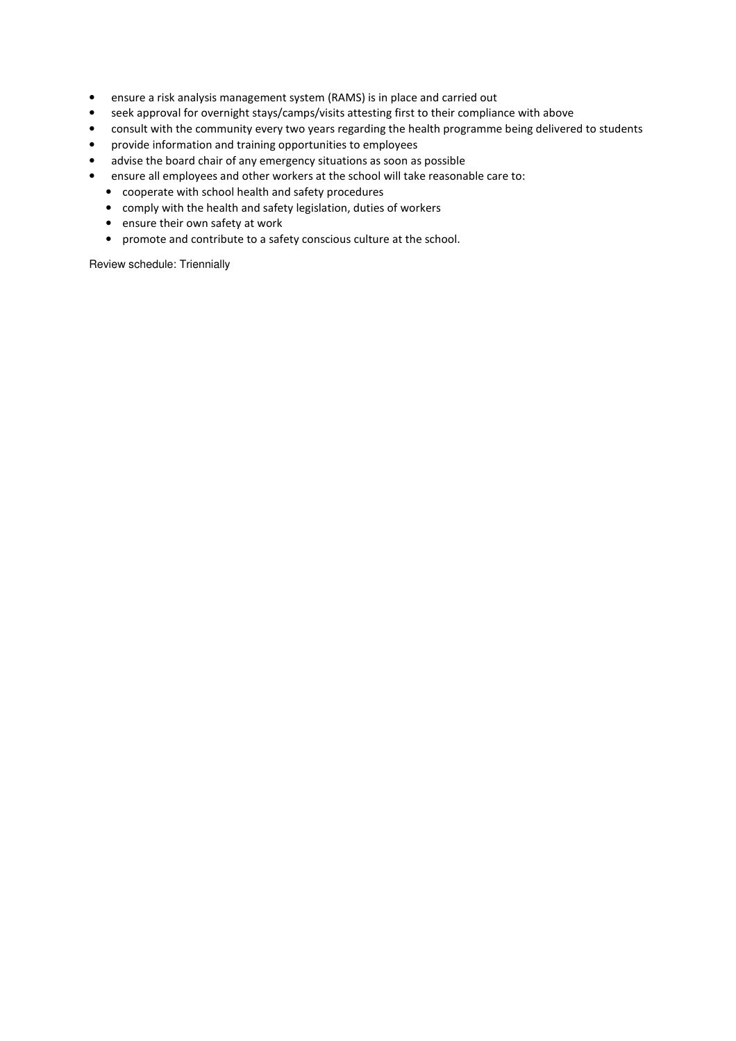- ensure a risk analysis management system (RAMS) is in place and carried out
- seek approval for overnight stays/camps/visits attesting first to their compliance with above
- consult with the community every two years regarding the health programme being delivered to students
- provide information and training opportunities to employees
- advise the board chair of any emergency situations as soon as possible
- ensure all employees and other workers at the school will take reasonable care to:
  - cooperate with school health and safety procedures
  - comply with the health and safety legislation, duties of workers
  - ensure their own safety at work
  - promote and contribute to a safety conscious culture at the school.

Review schedule: Triennially